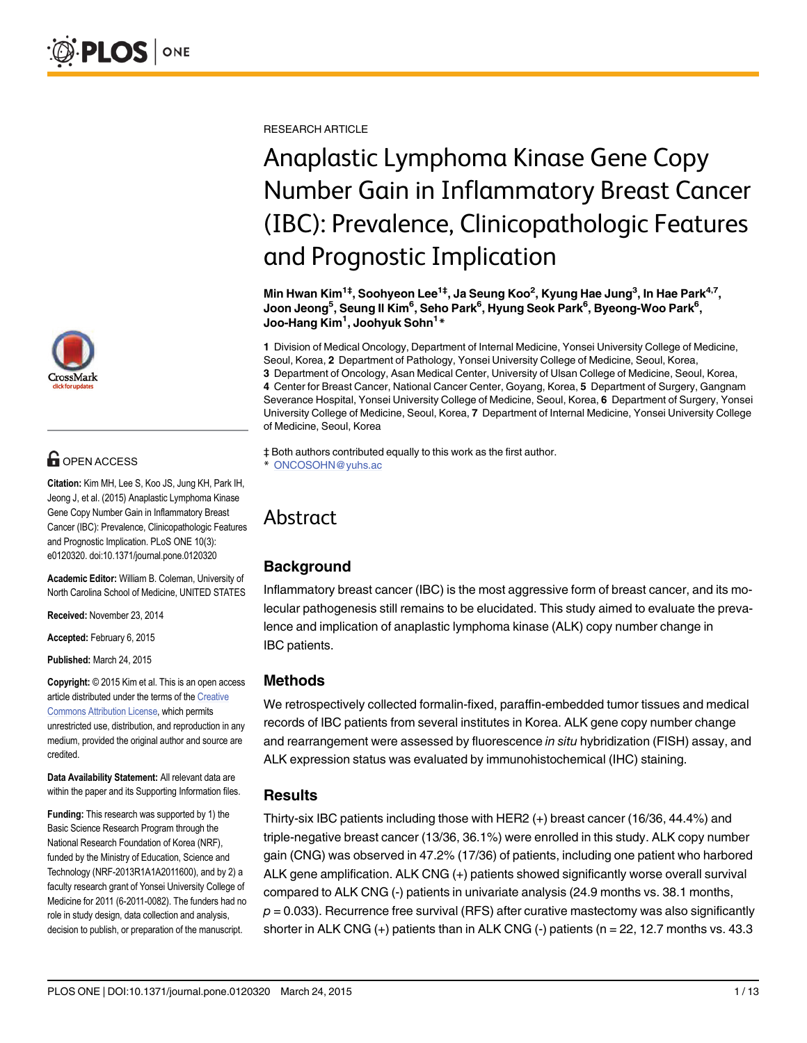RESEARCH ARTICLE

# Anaplastic Lymphoma Kinase Gene Copy Number Gain in Inflammatory Breast Cancer (IBC): Prevalence, Clinicopathologic Features and Prognostic Implication

**Min Hwan Kim[1‡], Soohyeon Lee[1‡], Ja Seung Koo[2], Kyung Hae Jung[3], In Hae Park[4,7], Joon Jeong[5], Seung Il Kim[6], Seho Park[6], Hyung Seok Park[6], Byeong-Woo Park[6], Joo-Hang Kim[1], Joohyuk Sohn[1]***

**1** Division of Medical Oncology, Department of Internal Medicine, Yonsei University College of Medicine, Seoul, Korea, **2** Department of Pathology, Yonsei University College of Medicine, Seoul, Korea, **3** Department of Oncology, Asan Medical Center, University of Ulsan College of Medicine, Seoul, Korea, **4** Center for Breast Cancer, National Cancer Center, Goyang, Korea, **5** Department of Surgery, Gangnam Severance Hospital, Yonsei University College of Medicine, Seoul, Korea, **6** Department of Surgery, Yonsei University College of Medicine, Seoul, Korea, **7** Department of Internal Medicine, Yonsei University College of Medicine, Seoul, Korea

‡ Both authors contributed equally to this work as the first author.
* ONCOSOHN@yuhs.ac

OPEN ACCESS

**Citation:** Kim MH, Lee S, Koo JS, Jung KH, Park IH, Jeong J, et al. (2015) Anaplastic Lymphoma Kinase Gene Copy Number Gain in Inflammatory Breast Cancer (IBC): Prevalence, Clinicopathologic Features and Prognostic Implication. PLoS ONE 10(3): e0120320. doi:10.1371/journal.pone.0120320

**Academic Editor:** William B. Coleman, University of North Carolina School of Medicine, UNITED STATES

**Received:** November 23, 2014

**Accepted:** February 6, 2015

**Published:** March 24, 2015

**Copyright:** © 2015 Kim et al. This is an open access article distributed under the terms of the Creative Commons Attribution License, which permits unrestricted use, distribution, and reproduction in any medium, provided the original author and source are credited.

**Data Availability Statement:** All relevant data are within the paper and its Supporting Information files.

**Funding:** This research was supported by 1) the Basic Science Research Program through the National Research Foundation of Korea (NRF), funded by the Ministry of Education, Science and Technology (NRF-2013R1A1A2011600), and by 2) a faculty research grant of Yonsei University College of Medicine for 2011 (6-2011-0082). The funders had no role in study design, data collection and analysis, decision to publish, or preparation of the manuscript.

# Abstract

## Background

Inflammatory breast cancer (IBC) is the most aggressive form of breast cancer, and its molecular pathogenesis still remains to be elucidated. This study aimed to evaluate the prevalence and implication of anaplastic lymphoma kinase (ALK) copy number change in IBC patients.

## Methods

We retrospectively collected formalin-fixed, paraffin-embedded tumor tissues and medical records of IBC patients from several institutes in Korea. ALK gene copy number change and rearrangement were assessed by fluorescence *in situ* hybridization (FISH) assay, and ALK expression status was evaluated by immunohistochemical (IHC) staining.

## Results

Thirty-six IBC patients including those with HER2 (+) breast cancer (16/36, 44.4%) and triple-negative breast cancer (13/36, 36.1%) were enrolled in this study. ALK copy number gain (CNG) was observed in 47.2% (17/36) of patients, including one patient who harbored ALK gene amplification. ALK CNG (+) patients showed significantly worse overall survival compared to ALK CNG (-) patients in univariate analysis (24.9 months vs. 38.1 months, $p = 0.033$). Recurrence free survival (RFS) after curative mastectomy was also significantly shorter in ALK CNG (+) patients than in ALK CNG (-) patients (n = 22, 12.7 months vs. 43.3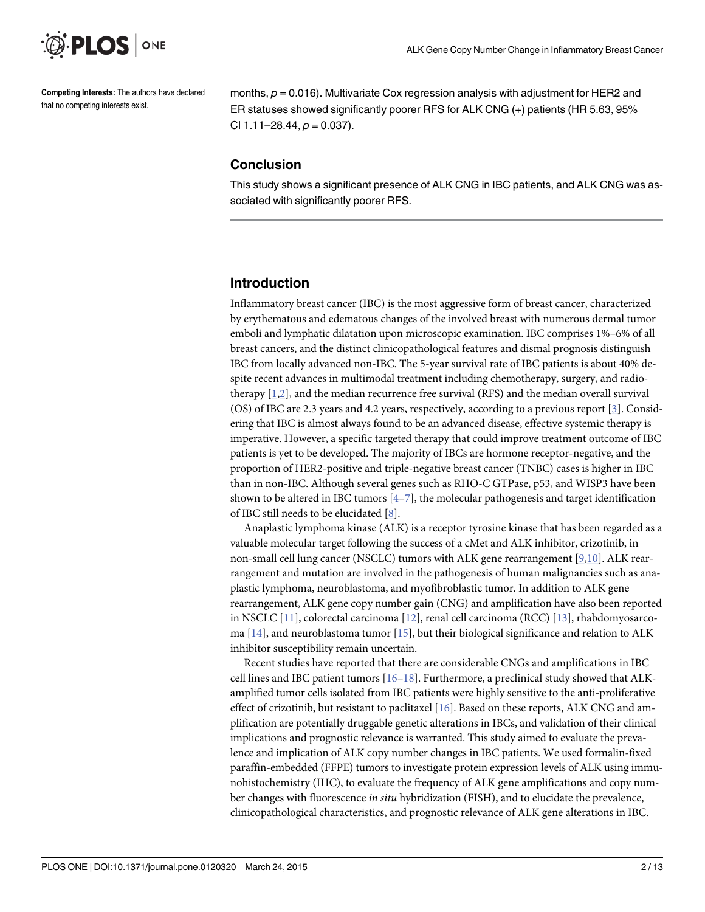**Competing Interests:** The authors have declared that no competing interests exist.

months, $p = 0.016$). Multivariate Cox regression analysis with adjustment for HER2 and ER statuses showed significantly poorer RFS for ALK CNG (+) patients (HR 5.63, 95% CI 1.11–28.44, $p = 0.037$).

### Conclusion

This study shows a significant presence of ALK CNG in IBC patients, and ALK CNG was associated with significantly poorer RFS.

## Introduction

Inflammatory breast cancer (IBC) is the most aggressive form of breast cancer, characterized by erythematous and edematous changes of the involved breast with numerous dermal tumor emboli and lymphatic dilatation upon microscopic examination. IBC comprises 1%–6% of all breast cancers, and the distinct clinicopathological features and dismal prognosis distinguish IBC from locally advanced non-IBC. The 5-year survival rate of IBC patients is about 40% despite recent advances in multimodal treatment including chemotherapy, surgery, and radiotherapy [1,2], and the median recurrence free survival (RFS) and the median overall survival (OS) of IBC are 2.3 years and 4.2 years, respectively, according to a previous report [3]. Considering that IBC is almost always found to be an advanced disease, effective systemic therapy is imperative. However, a specific targeted therapy that could improve treatment outcome of IBC patients is yet to be developed. The majority of IBCs are hormone receptor-negative, and the proportion of HER2-positive and triple-negative breast cancer (TNBC) cases is higher in IBC than in non-IBC. Although several genes such as RHO-C GTPase, p53, and WISP3 have been shown to be altered in IBC tumors [4–7], the molecular pathogenesis and target identification of IBC still needs to be elucidated [8].

Anaplastic lymphoma kinase (ALK) is a receptor tyrosine kinase that has been regarded as a valuable molecular target following the success of a cMet and ALK inhibitor, crizotinib, in non-small cell lung cancer (NSCLC) tumors with ALK gene rearrangement [9,10]. ALK rearrangement and mutation are involved in the pathogenesis of human malignancies such as anaplastic lymphoma, neuroblastoma, and myofibroblastic tumor. In addition to ALK gene rearrangement, ALK gene copy number gain (CNG) and amplification have also been reported in NSCLC [11], colorectal carcinoma [12], renal cell carcinoma (RCC) [13], rhabdomyosarcoma [14], and neuroblastoma tumor [15], but their biological significance and relation to ALK inhibitor susceptibility remain uncertain.

Recent studies have reported that there are considerable CNGs and amplifications in IBC cell lines and IBC patient tumors [16–18]. Furthermore, a preclinical study showed that ALK-amplified tumor cells isolated from IBC patients were highly sensitive to the anti-proliferative effect of crizotinib, but resistant to paclitaxel [16]. Based on these reports, ALK CNG and amplification are potentially druggable genetic alterations in IBCs, and validation of their clinical implications and prognostic relevance is warranted. This study aimed to evaluate the prevalence and implication of ALK copy number changes in IBC patients. We used formalin-fixed paraffin-embedded (FFPE) tumors to investigate protein expression levels of ALK using immunohistochemistry (IHC), to evaluate the frequency of ALK gene amplifications and copy number changes with fluorescence *in situ* hybridization (FISH), and to elucidate the prevalence, clinicopathological characteristics, and prognostic relevance of ALK gene alterations in IBC.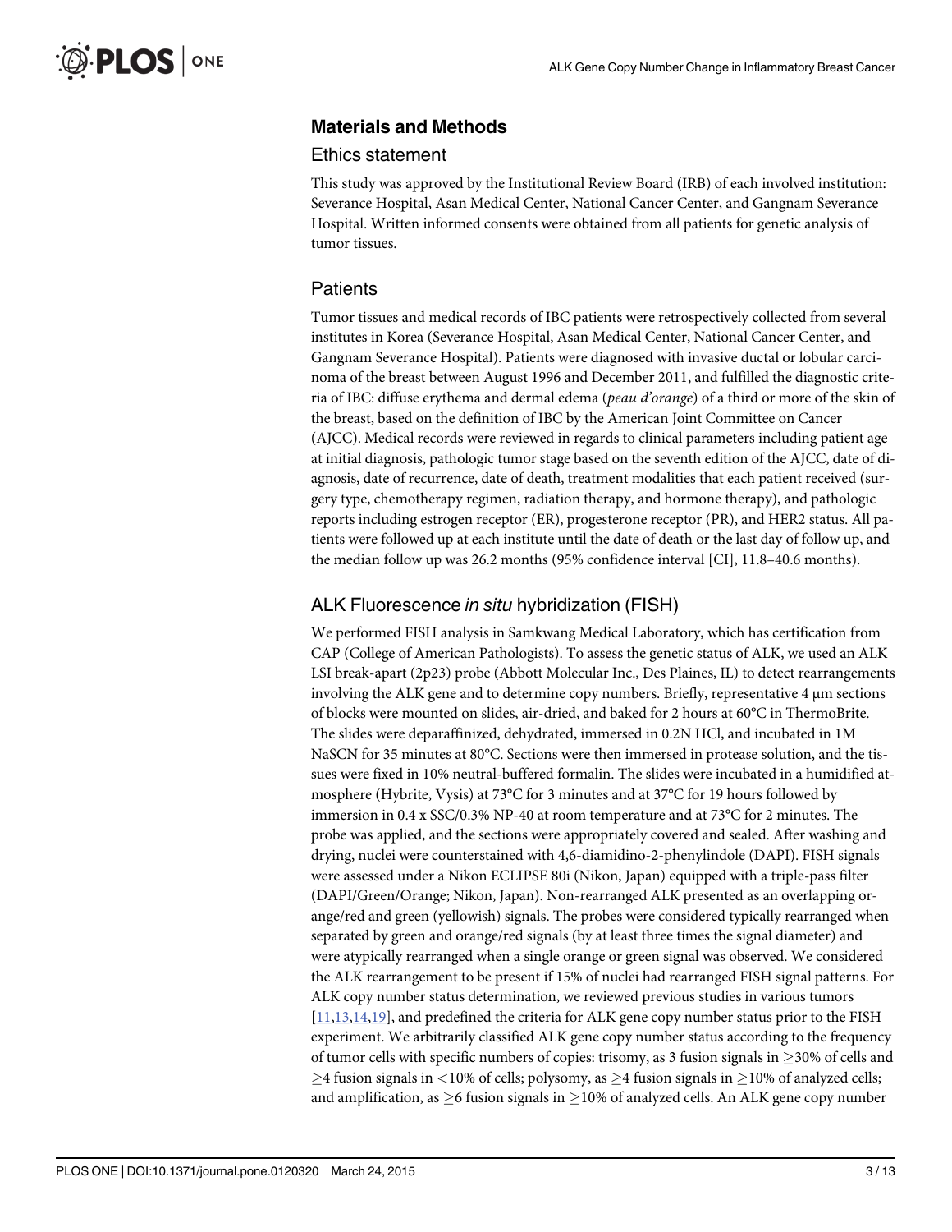## Materials and Methods

### Ethics statement

This study was approved by the Institutional Review Board (IRB) of each involved institution: Severance Hospital, Asan Medical Center, National Cancer Center, and Gangnam Severance Hospital. Written informed consents were obtained from all patients for genetic analysis of tumor tissues.

### Patients

Tumor tissues and medical records of IBC patients were retrospectively collected from several institutes in Korea (Severance Hospital, Asan Medical Center, National Cancer Center, and Gangnam Severance Hospital). Patients were diagnosed with invasive ductal or lobular carcinoma of the breast between August 1996 and December 2011, and fulfilled the diagnostic criteria of IBC: diffuse erythema and dermal edema (*peau d'orange*) of a third or more of the skin of the breast, based on the definition of IBC by the American Joint Committee on Cancer (AJCC). Medical records were reviewed in regards to clinical parameters including patient age at initial diagnosis, pathologic tumor stage based on the seventh edition of the AJCC, date of diagnosis, date of recurrence, date of death, treatment modalities that each patient received (surgery type, chemotherapy regimen, radiation therapy, and hormone therapy), and pathologic reports including estrogen receptor (ER), progesterone receptor (PR), and HER2 status. All patients were followed up at each institute until the date of death or the last day of follow up, and the median follow up was 26.2 months (95% confidence interval [CI], 11.8–40.6 months).

### ALK Fluorescence *in situ* hybridization (FISH)

We performed FISH analysis in Samkwang Medical Laboratory, which has certification from CAP (College of American Pathologists). To assess the genetic status of ALK, we used an ALK LSI break-apart (2p23) probe (Abbott Molecular Inc., Des Plaines, IL) to detect rearrangements involving the ALK gene and to determine copy numbers. Briefly, representative 4 μm sections of blocks were mounted on slides, air-dried, and baked for 2 hours at 60°C in ThermoBrite. The slides were deparaffinized, dehydrated, immersed in 0.2N HCl, and incubated in 1M NaSCN for 35 minutes at 80°C. Sections were then immersed in protease solution, and the tissues were fixed in 10% neutral-buffered formalin. The slides were incubated in a humidified atmosphere (Hybrite, Vysis) at 73°C for 3 minutes and at 37°C for 19 hours followed by immersion in 0.4 x SSC/0.3% NP-40 at room temperature and at 73°C for 2 minutes. The probe was applied, and the sections were appropriately covered and sealed. After washing and drying, nuclei were counterstained with 4,6-diamidino-2-phenylindole (DAPI). FISH signals were assessed under a Nikon ECLIPSE 80i (Nikon, Japan) equipped with a triple-pass filter (DAPI/Green/Orange; Nikon, Japan). Non-rearranged ALK presented as an overlapping orange/red and green (yellowish) signals. The probes were considered typically rearranged when separated by green and orange/red signals (by at least three times the signal diameter) and were atypically rearranged when a single orange or green signal was observed. We considered the ALK rearrangement to be present if 15% of nuclei had rearranged FISH signal patterns. For ALK copy number status determination, we reviewed previous studies in various tumors [11,13,14,19], and predefined the criteria for ALK gene copy number status prior to the FISH experiment. We arbitrarily classified ALK gene copy number status according to the frequency of tumor cells with specific numbers of copies: trisomy, as 3 fusion signals in $\geq$30% of cells and $\geq$4 fusion signals in $<$10% of cells; polysomy, as $\geq$4 fusion signals in $\geq$10% of analyzed cells; and amplification, as $\geq$6 fusion signals in $\geq$10% of analyzed cells. An ALK gene copy number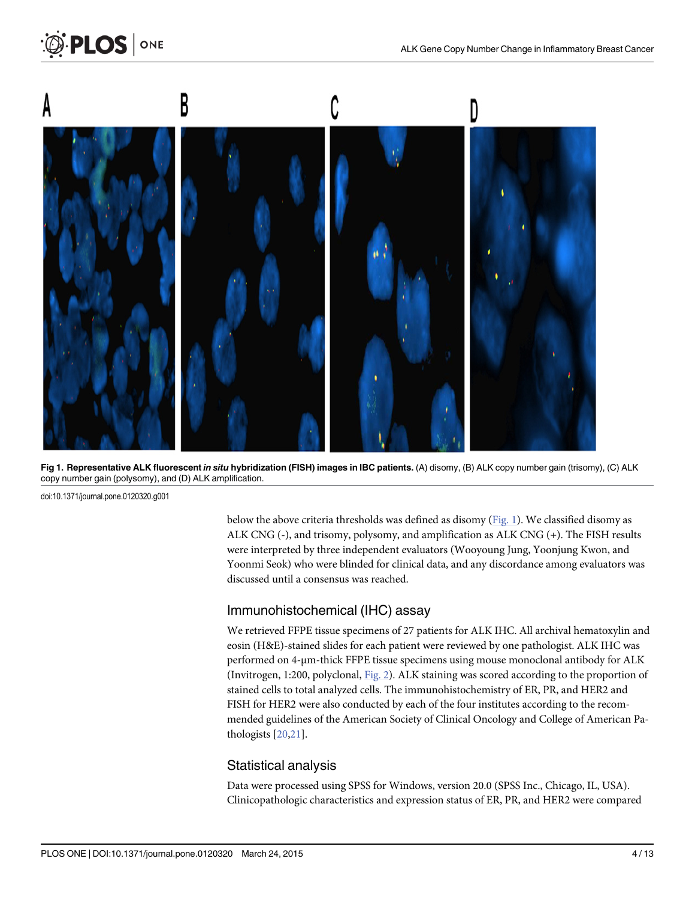Fig 1. Representative ALK fluorescent *in situ* hybridization (FISH) images in IBC patients. (A) disomy, (B) ALK copy number gain (trisomy), (C) ALK copy number gain (polysomy), and (D) ALK amplification.

doi:10.1371/journal.pone.0120320.g001

below the above criteria thresholds was defined as disomy (Fig. 1). We classified disomy as ALK CNG (-), and trisomy, polysomy, and amplification as ALK CNG (+). The FISH results were interpreted by three independent evaluators (Wooyoung Jung, Yoonjung Kwon, and Yoonmi Seok) who were blinded for clinical data, and any discordance among evaluators was discussed until a consensus was reached.

## Immunohistochemical (IHC) assay

We retrieved FFPE tissue specimens of 27 patients for ALK IHC. All archival hematoxylin and eosin (H&E)-stained slides for each patient were reviewed by one pathologist. ALK IHC was performed on 4-μm-thick FFPE tissue specimens using mouse monoclonal antibody for ALK (Invitrogen, 1:200, polyclonal, Fig. 2). ALK staining was scored according to the proportion of stained cells to total analyzed cells. The immunohistochemistry of ER, PR, and HER2 and FISH for HER2 were also conducted by each of the four institutes according to the recommended guidelines of the American Society of Clinical Oncology and College of American Pathologists [20,21].

## Statistical analysis

Data were processed using SPSS for Windows, version 20.0 (SPSS Inc., Chicago, IL, USA). Clinicopathologic characteristics and expression status of ER, PR, and HER2 were compared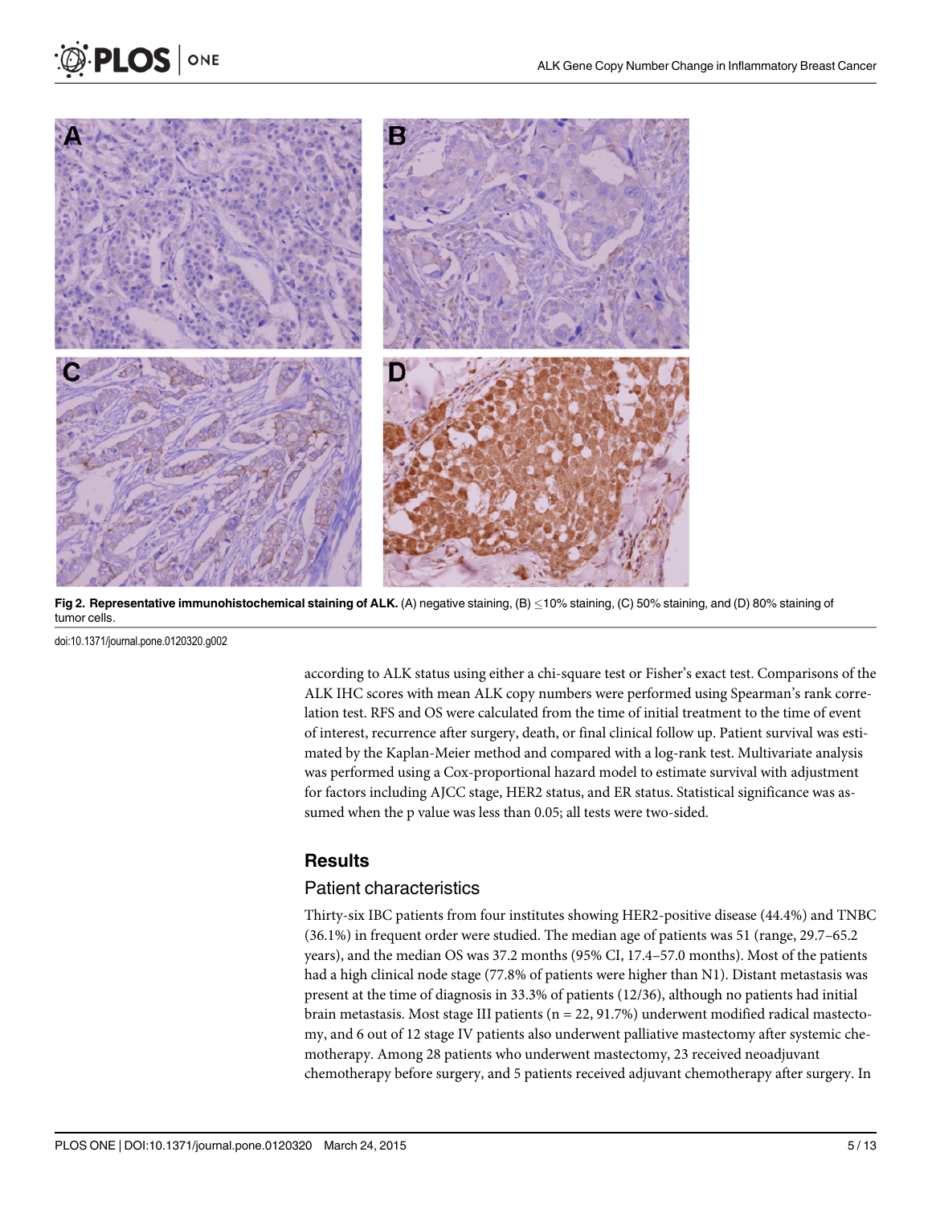**Fig 2. Representative immunohistochemical staining of ALK.** (A) negative staining, (B) ≤10% staining, (C) 50% staining, and (D) 80% staining of tumor cells.

doi:10.1371/journal.pone.0120320.g002

according to ALK status using either a chi-square test or Fisher's exact test. Comparisons of the ALK IHC scores with mean ALK copy numbers were performed using Spearman's rank correlation test. RFS and OS were calculated from the time of initial treatment to the time of event of interest, recurrence after surgery, death, or final clinical follow up. Patient survival was estimated by the Kaplan-Meier method and compared with a log-rank test. Multivariate analysis was performed using a Cox-proportional hazard model to estimate survival with adjustment for factors including AJCC stage, HER2 status, and ER status. Statistical significance was assumed when the p value was less than 0.05; all tests were two-sided.

## Results

### Patient characteristics

Thirty-six IBC patients from four institutes showing HER2-positive disease (44.4%) and TNBC (36.1%) in frequent order were studied. The median age of patients was 51 (range, 29.7–65.2 years), and the median OS was 37.2 months (95% CI, 17.4–57.0 months). Most of the patients had a high clinical node stage (77.8% of patients were higher than N1). Distant metastasis was present at the time of diagnosis in 33.3% of patients (12/36), although no patients had initial brain metastasis. Most stage III patients (n = 22, 91.7%) underwent modified radical mastectomy, and 6 out of 12 stage IV patients also underwent palliative mastectomy after systemic chemotherapy. Among 28 patients who underwent mastectomy, 23 received neoadjuvant chemotherapy before surgery, and 5 patients received adjuvant chemotherapy after surgery. In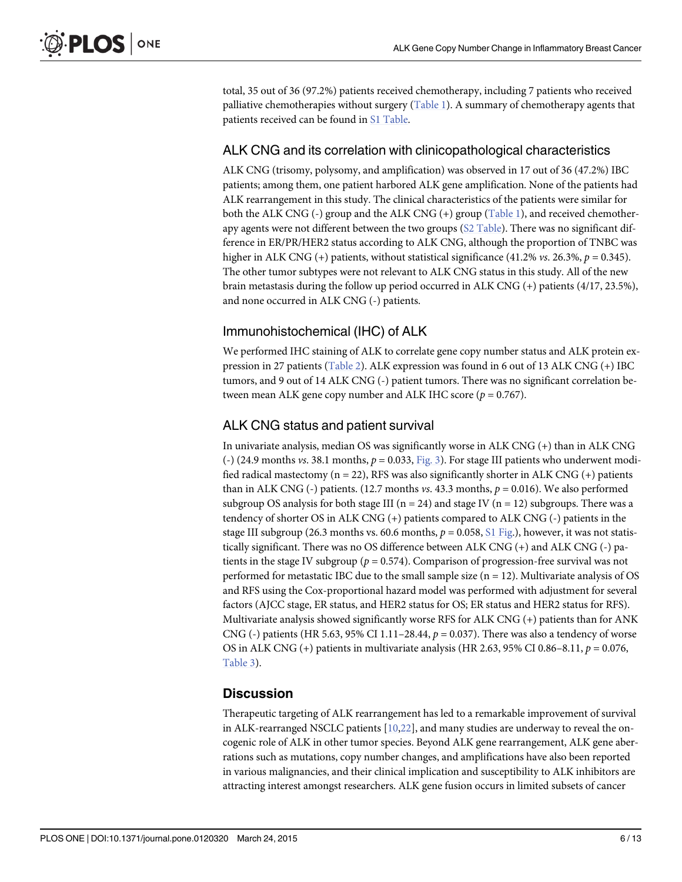total, 35 out of 36 (97.2%) patients received chemotherapy, including 7 patients who received palliative chemotherapies without surgery (Table 1). A summary of chemotherapy agents that patients received can be found in S1 Table.

## ALK CNG and its correlation with clinicopathological characteristics

ALK CNG (trisomy, polysomy, and amplification) was observed in 17 out of 36 (47.2%) IBC patients; among them, one patient harbored ALK gene amplification. None of the patients had ALK rearrangement in this study. The clinical characteristics of the patients were similar for both the ALK CNG (-) group and the ALK CNG (+) group (Table 1), and received chemotherapy agents were not different between the two groups (S2 Table). There was no significant difference in ER/PR/HER2 status according to ALK CNG, although the proportion of TNBC was higher in ALK CNG (+) patients, without statistical significance (41.2% *vs*. 26.3%, $p = 0.345$). The other tumor subtypes were not relevant to ALK CNG status in this study. All of the new brain metastasis during the follow up period occurred in ALK CNG (+) patients (4/17, 23.5%), and none occurred in ALK CNG (-) patients.

## Immunohistochemical (IHC) of ALK

We performed IHC staining of ALK to correlate gene copy number status and ALK protein expression in 27 patients (Table 2). ALK expression was found in 6 out of 13 ALK CNG (+) IBC tumors, and 9 out of 14 ALK CNG (-) patient tumors. There was no significant correlation between mean ALK gene copy number and ALK IHC score ($p = 0.767$).

## ALK CNG status and patient survival

In univariate analysis, median OS was significantly worse in ALK CNG (+) than in ALK CNG (-) (24.9 months *vs*. 38.1 months, $p = 0.033$, Fig. 3). For stage III patients who underwent modified radical mastectomy (n = 22), RFS was also significantly shorter in ALK CNG (+) patients than in ALK CNG (-) patients. (12.7 months *vs*. 43.3 months, $p = 0.016$). We also performed subgroup OS analysis for both stage III (n = 24) and stage IV (n = 12) subgroups. There was a tendency of shorter OS in ALK CNG (+) patients compared to ALK CNG (-) patients in the stage III subgroup (26.3 months vs. 60.6 months, $p = 0.058$, S1 Fig.), however, it was not statistically significant. There was no OS difference between ALK CNG (+) and ALK CNG (-) patients in the stage IV subgroup ($p = 0.574$). Comparison of progression-free survival was not performed for metastatic IBC due to the small sample size (n = 12). Multivariate analysis of OS and RFS using the Cox-proportional hazard model was performed with adjustment for several factors (AJCC stage, ER status, and HER2 status for OS; ER status and HER2 status for RFS). Multivariate analysis showed significantly worse RFS for ALK CNG (+) patients than for ANK CNG (-) patients (HR 5.63, 95% CI 1.11–28.44, $p = 0.037$). There was also a tendency of worse OS in ALK CNG (+) patients in multivariate analysis (HR 2.63, 95% CI 0.86–8.11, $p = 0.076$, Table 3).

# Discussion

Therapeutic targeting of ALK rearrangement has led to a remarkable improvement of survival in ALK-rearranged NSCLC patients [10,22], and many studies are underway to reveal the oncogenic role of ALK in other tumor species. Beyond ALK gene rearrangement, ALK gene aberrations such as mutations, copy number changes, and amplifications have also been reported in various malignancies, and their clinical implication and susceptibility to ALK inhibitors are attracting interest amongst researchers. ALK gene fusion occurs in limited subsets of cancer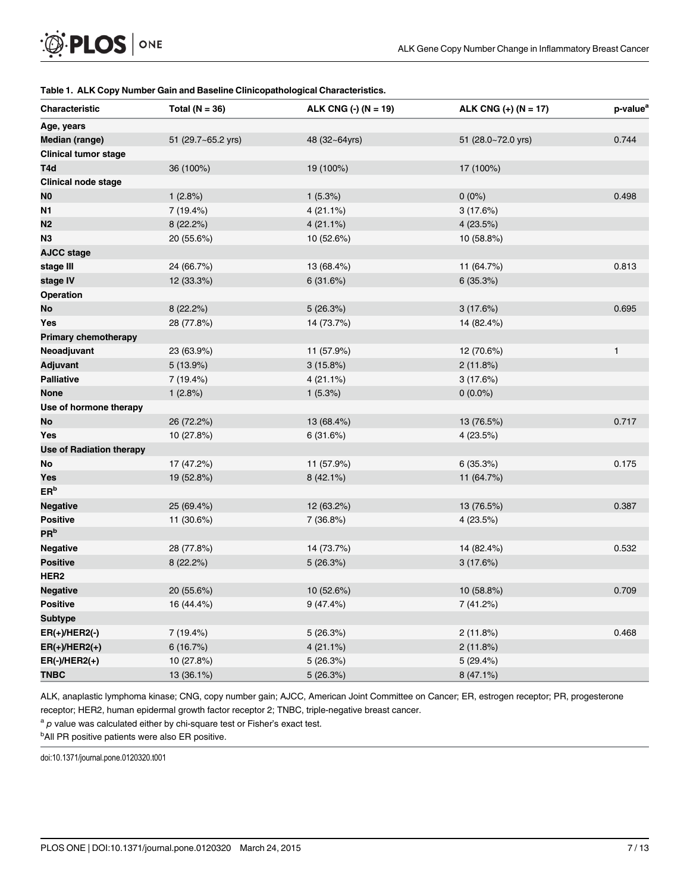**Table 1. ALK Copy Number Gain and Baseline Clinicopathological Characteristics.**

| Characteristic | Total (N = 36) | ALK CNG (-) (N = 19) | ALK CNG (+) (N = 17) | p-value[a] |
|---|---|---|---|---|
| **Age, years** | | | | |
| **Median (range)** | 51 (29.7~65.2 yrs) | 48 (32~64yrs) | 51 (28.0~72.0 yrs) | 0.744 |
| **Clinical tumor stage** | | | | |
| **T4d** | 36 (100%) | 19 (100%) | 17 (100%) | |
| **Clinical node stage** | | | | |
| **N0** | 1 (2.8%) | 1 (5.3%) | 0 (0%) | 0.498 |
| **N1** | 7 (19.4%) | 4 (21.1%) | 3 (17.6%) | |
| **N2** | 8 (22.2%) | 4 (21.1%) | 4 (23.5%) | |
| **N3** | 20 (55.6%) | 10 (52.6%) | 10 (58.8%) | |
| **AJCC stage** | | | | |
| **stage III** | 24 (66.7%) | 13 (68.4%) | 11 (64.7%) | 0.813 |
| **stage IV** | 12 (33.3%) | 6 (31.6%) | 6 (35.3%) | |
| **Operation** | | | | |
| **No** | 8 (22.2%) | 5 (26.3%) | 3 (17.6%) | 0.695 |
| **Yes** | 28 (77.8%) | 14 (73.7%) | 14 (82.4%) | |
| **Primary chemotherapy** | | | | |
| **Neoadjuvant** | 23 (63.9%) | 11 (57.9%) | 12 (70.6%) | 1 |
| **Adjuvant** | 5 (13.9%) | 3 (15.8%) | 2 (11.8%) | |
| **Palliative** | 7 (19.4%) | 4 (21.1%) | 3 (17.6%) | |
| **None** | 1 (2.8%) | 1 (5.3%) | 0 (0.0%) | |
| **Use of hormone therapy** | | | | |
| **No** | 26 (72.2%) | 13 (68.4%) | 13 (76.5%) | 0.717 |
| **Yes** | 10 (27.8%) | 6 (31.6%) | 4 (23.5%) | |
| **Use of Radiation therapy** | | | | |
| **No** | 17 (47.2%) | 11 (57.9%) | 6 (35.3%) | 0.175 |
| **Yes** | 19 (52.8%) | 8 (42.1%) | 11 (64.7%) | |
| **ER[b]** | | | | |
| **Negative** | 25 (69.4%) | 12 (63.2%) | 13 (76.5%) | 0.387 |
| **Positive** | 11 (30.6%) | 7 (36.8%) | 4 (23.5%) | |
| **PR[b]** | | | | |
| **Negative** | 28 (77.8%) | 14 (73.7%) | 14 (82.4%) | 0.532 |
| **Positive** | 8 (22.2%) | 5 (26.3%) | 3 (17.6%) | |
| **HER2** | | | | |
| **Negative** | 20 (55.6%) | 10 (52.6%) | 10 (58.8%) | 0.709 |
| **Positive** | 16 (44.4%) | 9 (47.4%) | 7 (41.2%) | |
| **Subtype** | | | | |
| **ER(+)/HER2(-)** | 7 (19.4%) | 5 (26.3%) | 2 (11.8%) | 0.468 |
| **ER(+)/HER2(+)** | 6 (16.7%) | 4 (21.1%) | 2 (11.8%) | |
| **ER(-)/HER2(+)** | 10 (27.8%) | 5 (26.3%) | 5 (29.4%) | |
| **TNBC** | 13 (36.1%) | 5 (26.3%) | 8 (47.1%) | |

ALK, anaplastic lymphoma kinase; CNG, copy number gain; AJCC, American Joint Committee on Cancer; ER, estrogen receptor; PR, progesterone receptor; HER2, human epidermal growth factor receptor 2; TNBC, triple-negative breast cancer.

[a] *p* value was calculated either by chi-square test or Fisher's exact test.

[b] All PR positive patients were also ER positive.

doi:10.1371/journal.pone.0120320.t001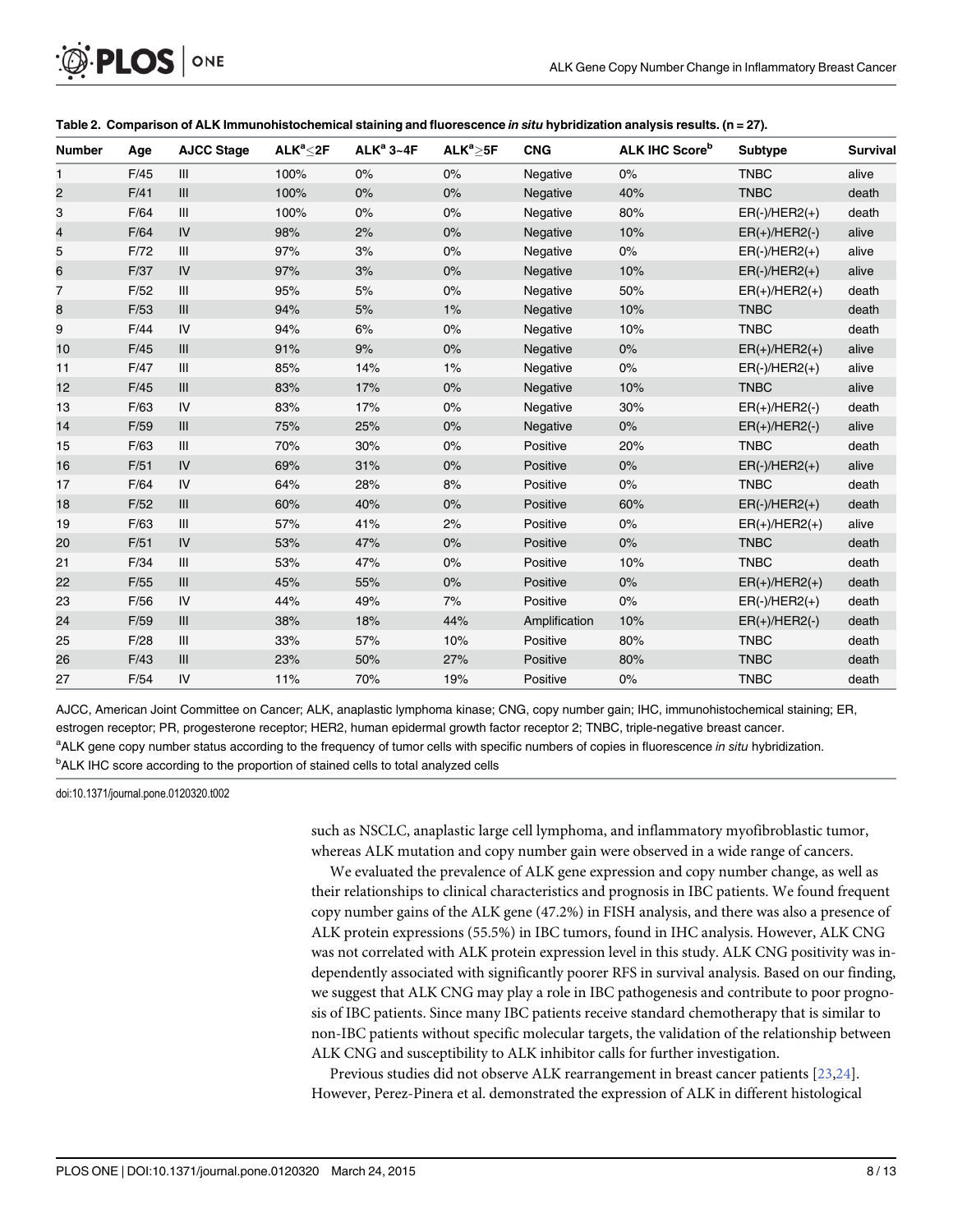**Table 2. Comparison of ALK Immunohistochemical staining and fluorescence *in situ* hybridization analysis results. (n = 27).**

| Number | Age | AJCC Stage | ALK[a]≤2F | ALK[a] 3~4F | ALK[a]≥5F | CNG | ALK IHC Score[b] | Subtype | Survival |
|---|---|---|---|---|---|---|---|---|---|
| 1 | F/45 | III | 100% | 0% | 0% | Negative | 0% | TNBC | alive |
| 2 | F/41 | III | 100% | 0% | 0% | Negative | 40% | TNBC | death |
| 3 | F/64 | III | 100% | 0% | 0% | Negative | 80% | ER(-)/HER2(+) | death |
| 4 | F/64 | IV | 98% | 2% | 0% | Negative | 10% | ER(+)/HER2(-) | alive |
| 5 | F/72 | III | 97% | 3% | 0% | Negative | 0% | ER(-)/HER2(+) | alive |
| 6 | F/37 | IV | 97% | 3% | 0% | Negative | 10% | ER(-)/HER2(+) | alive |
| 7 | F/52 | III | 95% | 5% | 0% | Negative | 50% | ER(+)/HER2(+) | death |
| 8 | F/53 | III | 94% | 5% | 1% | Negative | 10% | TNBC | death |
| 9 | F/44 | IV | 94% | 6% | 0% | Negative | 10% | TNBC | death |
| 10 | F/45 | III | 91% | 9% | 0% | Negative | 0% | ER(+)/HER2(+) | alive |
| 11 | F/47 | III | 85% | 14% | 1% | Negative | 0% | ER(-)/HER2(+) | alive |
| 12 | F/45 | III | 83% | 17% | 0% | Negative | 10% | TNBC | alive |
| 13 | F/63 | IV | 83% | 17% | 0% | Negative | 30% | ER(+)/HER2(-) | death |
| 14 | F/59 | III | 75% | 25% | 0% | Negative | 0% | ER(+)/HER2(-) | alive |
| 15 | F/63 | III | 70% | 30% | 0% | Positive | 20% | TNBC | death |
| 16 | F/51 | IV | 69% | 31% | 0% | Positive | 0% | ER(-)/HER2(+) | alive |
| 17 | F/64 | IV | 64% | 28% | 8% | Positive | 0% | TNBC | death |
| 18 | F/52 | III | 60% | 40% | 0% | Positive | 60% | ER(-)/HER2(+) | death |
| 19 | F/63 | III | 57% | 41% | 2% | Positive | 0% | ER(+)/HER2(+) | alive |
| 20 | F/51 | IV | 53% | 47% | 0% | Positive | 0% | TNBC | death |
| 21 | F/34 | III | 53% | 47% | 0% | Positive | 10% | TNBC | death |
| 22 | F/55 | III | 45% | 55% | 0% | Positive | 0% | ER(+)/HER2(+) | death |
| 23 | F/56 | IV | 44% | 49% | 7% | Positive | 0% | ER(-)/HER2(+) | death |
| 24 | F/59 | III | 38% | 18% | 44% | Amplification | 10% | ER(+)/HER2(-) | death |
| 25 | F/28 | III | 33% | 57% | 10% | Positive | 80% | TNBC | death |
| 26 | F/43 | III | 23% | 50% | 27% | Positive | 80% | TNBC | death |
| 27 | F/54 | IV | 11% | 70% | 19% | Positive | 0% | TNBC | death |

AJCC, American Joint Committee on Cancer; ALK, anaplastic lymphoma kinase; CNG, copy number gain; IHC, immunohistochemical staining; ER, estrogen receptor; PR, progesterone receptor; HER2, human epidermal growth factor receptor 2; TNBC, triple-negative breast cancer.

[a]ALK gene copy number status according to the frequency of tumor cells with specific numbers of copies in fluorescence *in situ* hybridization.

[b]ALK IHC score according to the proportion of stained cells to total analyzed cells

doi:10.1371/journal.pone.0120320.t002

such as NSCLC, anaplastic large cell lymphoma, and inflammatory myofibroblastic tumor, whereas ALK mutation and copy number gain were observed in a wide range of cancers.

We evaluated the prevalence of ALK gene expression and copy number change, as well as their relationships to clinical characteristics and prognosis in IBC patients. We found frequent copy number gains of the ALK gene (47.2%) in FISH analysis, and there was also a presence of ALK protein expressions (55.5%) in IBC tumors, found in IHC analysis. However, ALK CNG was not correlated with ALK protein expression level in this study. ALK CNG positivity was independently associated with significantly poorer RFS in survival analysis. Based on our finding, we suggest that ALK CNG may play a role in IBC pathogenesis and contribute to poor prognosis of IBC patients. Since many IBC patients receive standard chemotherapy that is similar to non-IBC patients without specific molecular targets, the validation of the relationship between ALK CNG and susceptibility to ALK inhibitor calls for further investigation.

Previous studies did not observe ALK rearrangement in breast cancer patients [23,24]. However, Perez-Pinera et al. demonstrated the expression of ALK in different histological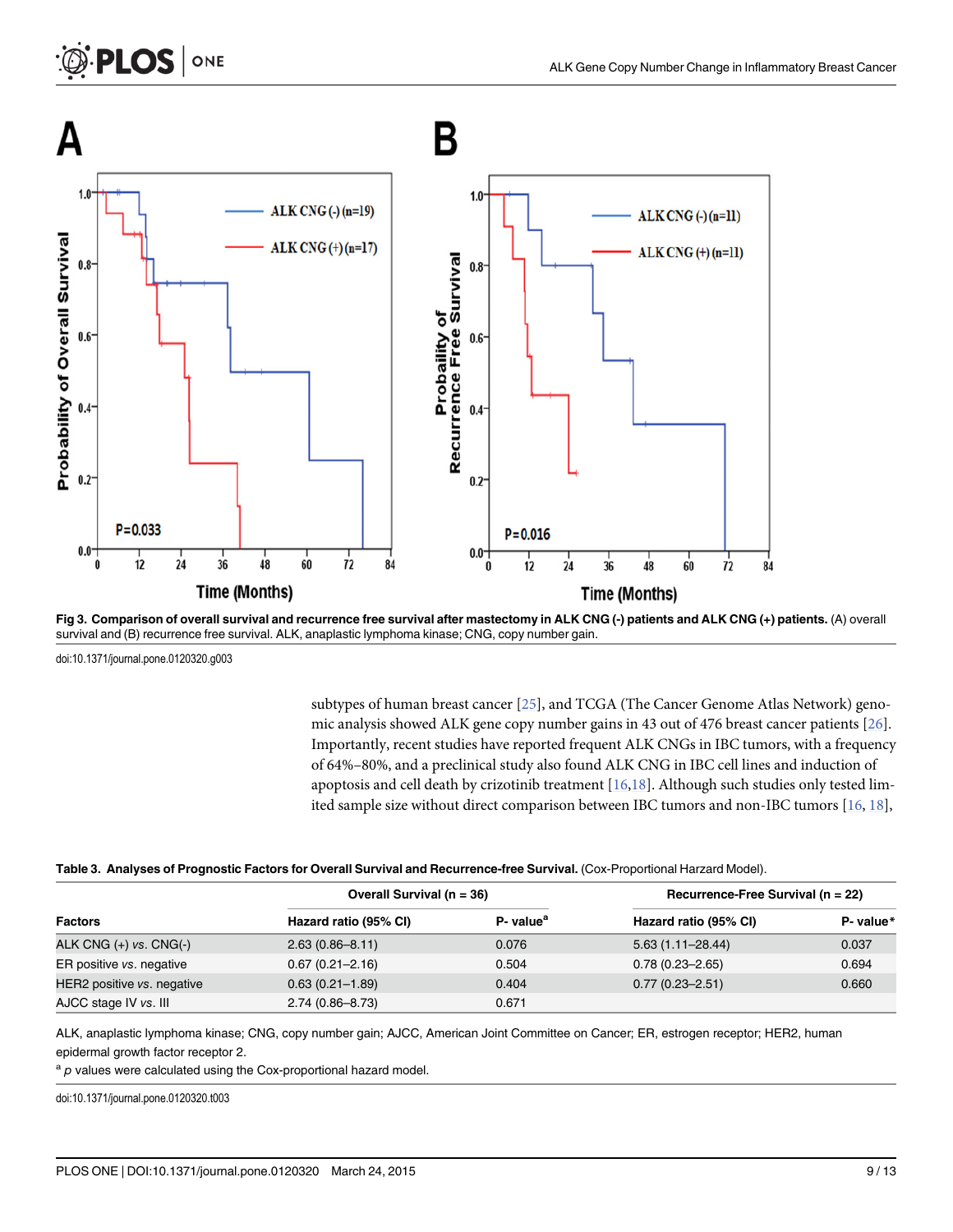Fig 3. Comparison of overall survival and recurrence free survival after mastectomy in ALK CNG (-) patients and ALK CNG (+) patients. (A) overall survival and (B) recurrence free survival. ALK, anaplastic lymphoma kinase; CNG, copy number gain.

doi:10.1371/journal.pone.0120320.g003

subtypes of human breast cancer [25], and TCGA (The Cancer Genome Atlas Network) genomic analysis showed ALK gene copy number gains in 43 out of 476 breast cancer patients [26]. Importantly, recent studies have reported frequent ALK CNGs in IBC tumors, with a frequency of 64%–80%, and a preclinical study also found ALK CNG in IBC cell lines and induction of apoptosis and cell death by crizotinib treatment [16,18]. Although such studies only tested limited sample size without direct comparison between IBC tumors and non-IBC tumors [16, 18],

**Table 3. Analyses of Prognostic Factors for Overall Survival and Recurrence-free Survival.** (Cox-Proportional Harzard Model).

| | Overall Survival (n = 36) | | Recurrence-Free Survival (n = 22) | |
|---|---|---|---|---|
| Factors | Hazard ratio (95% CI) | P- value[a] | Hazard ratio (95% CI) | P- value* |
| ALK CNG (+) *vs*. CNG(-) | 2.63 (0.86–8.11) | 0.076 | 5.63 (1.11–28.44) | 0.037 |
| ER positive *vs*. negative | 0.67 (0.21–2.16) | 0.504 | 0.78 (0.23–2.65) | 0.694 |
| HER2 positive *vs*. negative | 0.63 (0.21–1.89) | 0.404 | 0.77 (0.23–2.51) | 0.660 |
| AJCC stage IV *vs*. III | 2.74 (0.86–8.73) | 0.671 | | |

ALK, anaplastic lymphoma kinase; CNG, copy number gain; AJCC, American Joint Committee on Cancer; ER, estrogen receptor; HER2, human epidermal growth factor receptor 2.

[a] *p* values were calculated using the Cox-proportional hazard model.

doi:10.1371/journal.pone.0120320.t003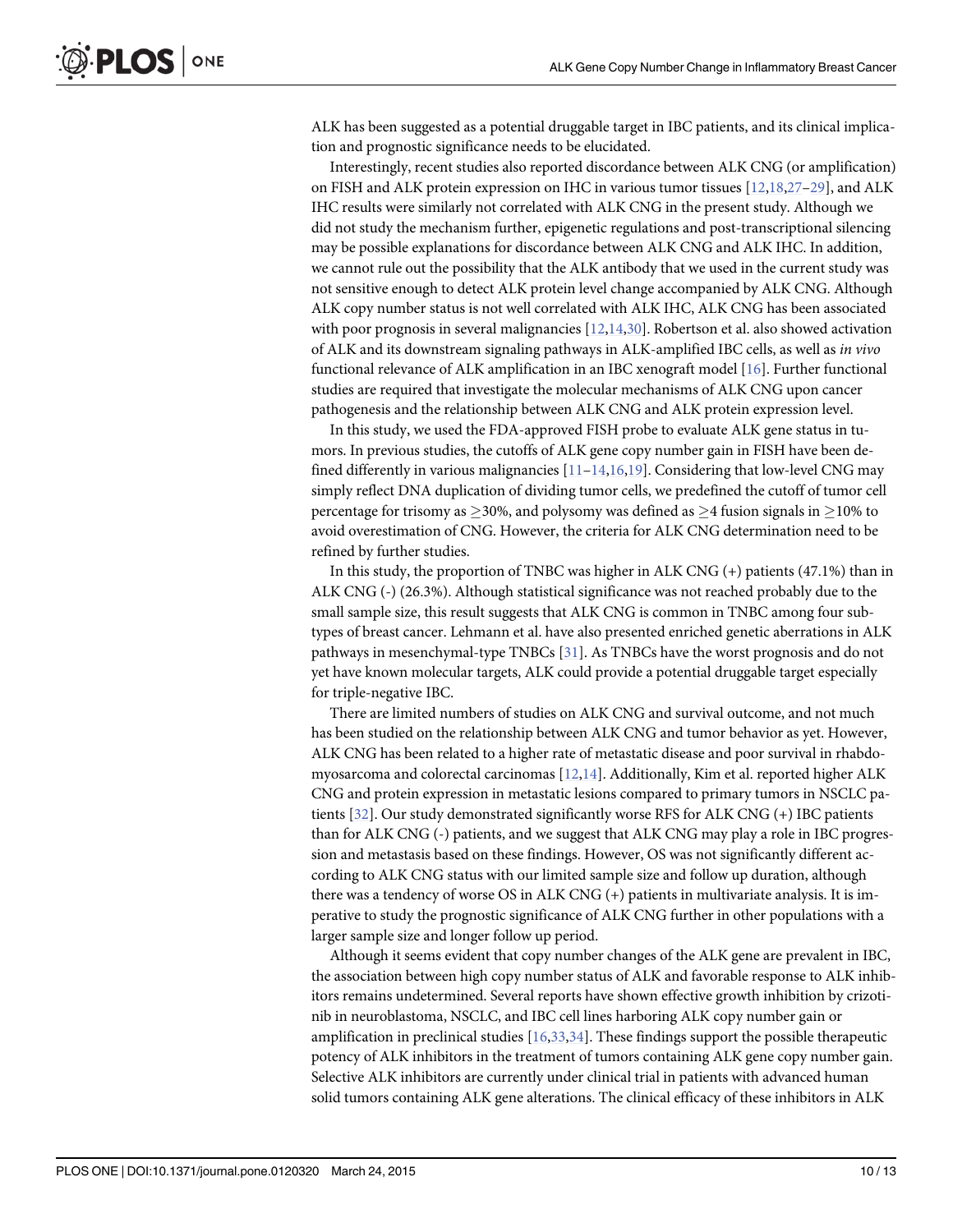ALK has been suggested as a potential druggable target in IBC patients, and its clinical implication and prognostic significance needs to be elucidated.

Interestingly, recent studies also reported discordance between ALK CNG (or amplification) on FISH and ALK protein expression on IHC in various tumor tissues [12,18,27–29], and ALK IHC results were similarly not correlated with ALK CNG in the present study. Although we did not study the mechanism further, epigenetic regulations and post-transcriptional silencing may be possible explanations for discordance between ALK CNG and ALK IHC. In addition, we cannot rule out the possibility that the ALK antibody that we used in the current study was not sensitive enough to detect ALK protein level change accompanied by ALK CNG. Although ALK copy number status is not well correlated with ALK IHC, ALK CNG has been associated with poor prognosis in several malignancies [12,14,30]. Robertson et al. also showed activation of ALK and its downstream signaling pathways in ALK-amplified IBC cells, as well as *in vivo* functional relevance of ALK amplification in an IBC xenograft model [16]. Further functional studies are required that investigate the molecular mechanisms of ALK CNG upon cancer pathogenesis and the relationship between ALK CNG and ALK protein expression level.

In this study, we used the FDA-approved FISH probe to evaluate ALK gene status in tumors. In previous studies, the cutoffs of ALK gene copy number gain in FISH have been defined differently in various malignancies [11–14,16,19]. Considering that low-level CNG may simply reflect DNA duplication of dividing tumor cells, we predefined the cutoff of tumor cell percentage for trisomy as $\geq$30%, and polysomy was defined as $\geq$4 fusion signals in $\geq$10% to avoid overestimation of CNG. However, the criteria for ALK CNG determination need to be refined by further studies.

In this study, the proportion of TNBC was higher in ALK CNG (+) patients (47.1%) than in ALK CNG (-) (26.3%). Although statistical significance was not reached probably due to the small sample size, this result suggests that ALK CNG is common in TNBC among four subtypes of breast cancer. Lehmann et al. have also presented enriched genetic aberrations in ALK pathways in mesenchymal-type TNBCs [31]. As TNBCs have the worst prognosis and do not yet have known molecular targets, ALK could provide a potential druggable target especially for triple-negative IBC.

There are limited numbers of studies on ALK CNG and survival outcome, and not much has been studied on the relationship between ALK CNG and tumor behavior as yet. However, ALK CNG has been related to a higher rate of metastatic disease and poor survival in rhabdomyosarcoma and colorectal carcinomas [12,14]. Additionally, Kim et al. reported higher ALK CNG and protein expression in metastatic lesions compared to primary tumors in NSCLC patients [32]. Our study demonstrated significantly worse RFS for ALK CNG (+) IBC patients than for ALK CNG (-) patients, and we suggest that ALK CNG may play a role in IBC progression and metastasis based on these findings. However, OS was not significantly different according to ALK CNG status with our limited sample size and follow up duration, although there was a tendency of worse OS in ALK CNG (+) patients in multivariate analysis. It is imperative to study the prognostic significance of ALK CNG further in other populations with a larger sample size and longer follow up period.

Although it seems evident that copy number changes of the ALK gene are prevalent in IBC, the association between high copy number status of ALK and favorable response to ALK inhibitors remains undetermined. Several reports have shown effective growth inhibition by crizotinib in neuroblastoma, NSCLC, and IBC cell lines harboring ALK copy number gain or amplification in preclinical studies [16,33,34]. These findings support the possible therapeutic potency of ALK inhibitors in the treatment of tumors containing ALK gene copy number gain. Selective ALK inhibitors are currently under clinical trial in patients with advanced human solid tumors containing ALK gene alterations. The clinical efficacy of these inhibitors in ALK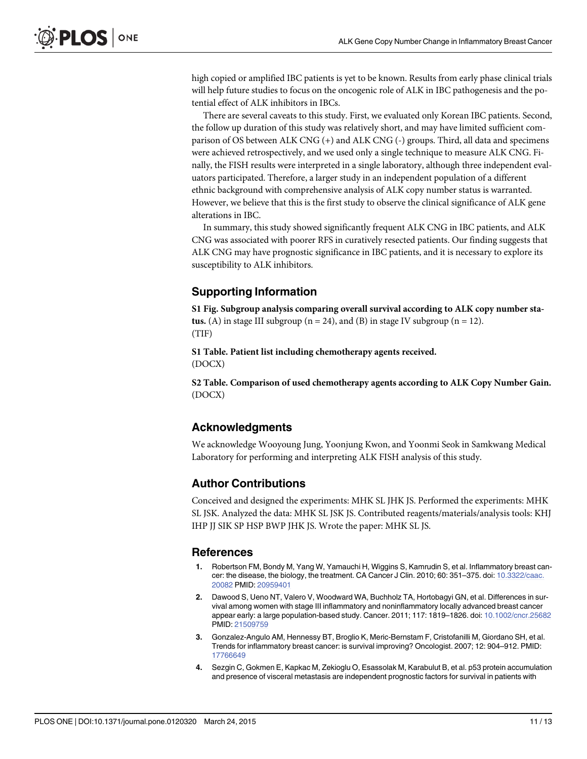high copied or amplified IBC patients is yet to be known. Results from early phase clinical trials will help future studies to focus on the oncogenic role of ALK in IBC pathogenesis and the potential effect of ALK inhibitors in IBCs.

There are several caveats to this study. First, we evaluated only Korean IBC patients. Second, the follow up duration of this study was relatively short, and may have limited sufficient comparison of OS between ALK CNG (+) and ALK CNG (-) groups. Third, all data and specimens were achieved retrospectively, and we used only a single technique to measure ALK CNG. Finally, the FISH results were interpreted in a single laboratory, although three independent evaluators participated. Therefore, a larger study in an independent population of a different ethnic background with comprehensive analysis of ALK copy number status is warranted. However, we believe that this is the first study to observe the clinical significance of ALK gene alterations in IBC.

In summary, this study showed significantly frequent ALK CNG in IBC patients, and ALK CNG was associated with poorer RFS in curatively resected patients. Our finding suggests that ALK CNG may have prognostic significance in IBC patients, and it is necessary to explore its susceptibility to ALK inhibitors.

## Supporting Information

**S1 Fig. Subgroup analysis comparing overall survival according to ALK copy number status.** (A) in stage III subgroup (n = 24), and (B) in stage IV subgroup (n = 12).
(TIF)

**S1 Table. Patient list including chemotherapy agents received.**
(DOCX)

**S2 Table. Comparison of used chemotherapy agents according to ALK Copy Number Gain.**
(DOCX)

## Acknowledgments

We acknowledge Wooyoung Jung, Yoonjung Kwon, and Yoonmi Seok in Samkwang Medical Laboratory for performing and interpreting ALK FISH analysis of this study.

## Author Contributions

Conceived and designed the experiments: MHK SL JHK JS. Performed the experiments: MHK SL JSK. Analyzed the data: MHK SL JSK JS. Contributed reagents/materials/analysis tools: KHJ IHP JJ SIK SP HSP BWP JHK JS. Wrote the paper: MHK SL JS.

## References

1. Robertson FM, Bondy M, Yang W, Yamauchi H, Wiggins S, Kamrudin S, et al. Inflammatory breast cancer: the disease, the biology, the treatment. CA Cancer J Clin. 2010; 60: 351–375. doi: 10.3322/caac.20082 PMID: 20959401
2. Dawood S, Ueno NT, Valero V, Woodward WA, Buchholz TA, Hortobagyi GN, et al. Differences in survival among women with stage III inflammatory and noninflammatory locally advanced breast cancer appear early: a large population-based study. Cancer. 2011; 117: 1819–1826. doi: 10.1002/cncr.25682 PMID: 21509759
3. Gonzalez-Angulo AM, Hennessy BT, Broglio K, Meric-Bernstam F, Cristofanilli M, Giordano SH, et al. Trends for inflammatory breast cancer: is survival improving? Oncologist. 2007; 12: 904–912. PMID: 17766649
4. Sezgin C, Gokmen E, Kapkac M, Zekioglu O, Esassolak M, Karabulut B, et al. p53 protein accumulation and presence of visceral metastasis are independent prognostic factors for survival in patients with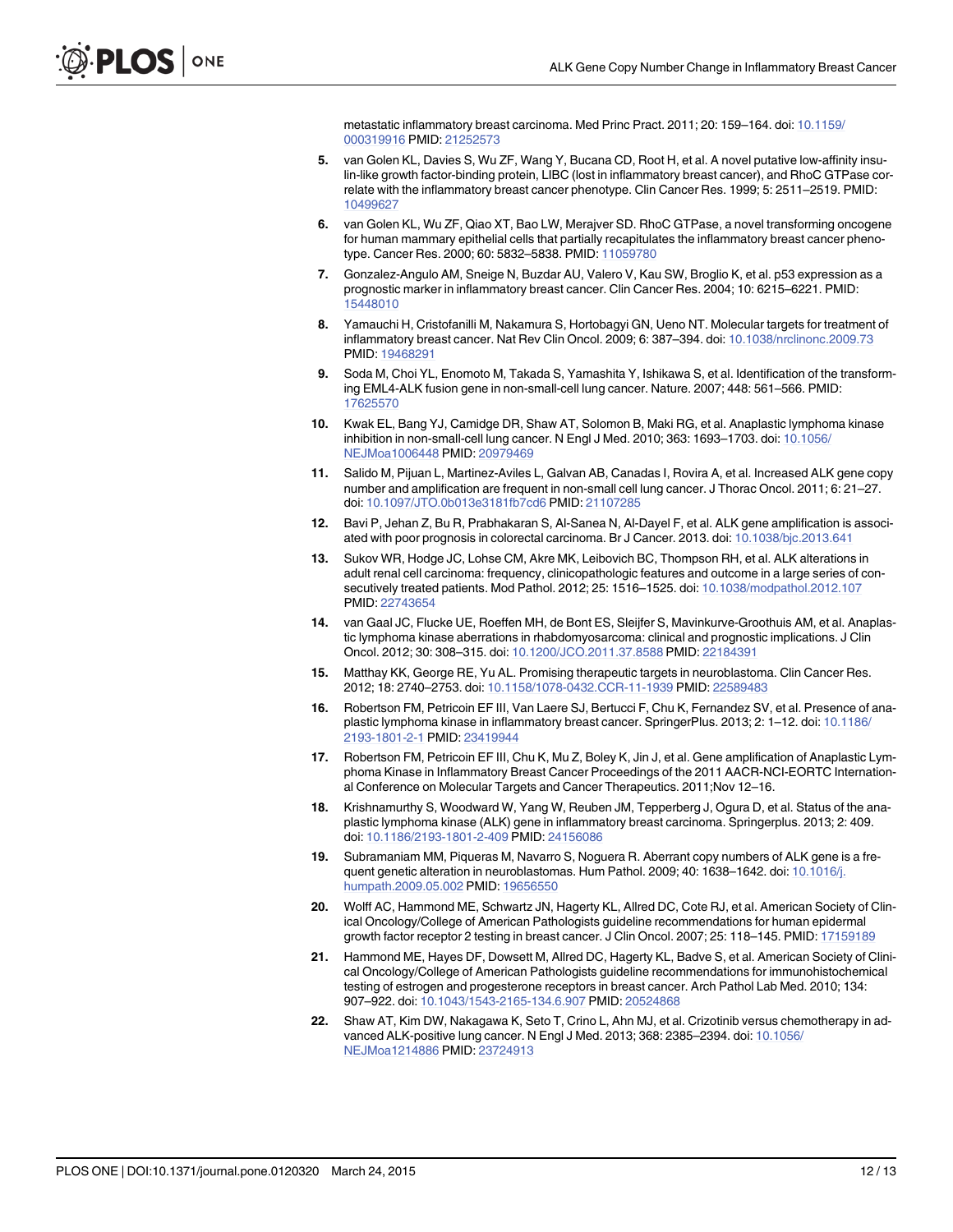metastatic inflammatory breast carcinoma. Med Princ Pract. 2011; 20: 159–164. doi: 10.1159/000319916 PMID: 21252573

5. van Golen KL, Davies S, Wu ZF, Wang Y, Bucana CD, Root H, et al. A novel putative low-affinity insulin-like growth factor-binding protein, LIBC (lost in inflammatory breast cancer), and RhoC GTPase correlate with the inflammatory breast cancer phenotype. Clin Cancer Res. 1999; 5: 2511–2519. PMID: 10499627

6. van Golen KL, Wu ZF, Qiao XT, Bao LW, Merajver SD. RhoC GTPase, a novel transforming oncogene for human mammary epithelial cells that partially recapitulates the inflammatory breast cancer phenotype. Cancer Res. 2000; 60: 5832–5838. PMID: 11059780

7. Gonzalez-Angulo AM, Sneige N, Buzdar AU, Valero V, Kau SW, Broglio K, et al. p53 expression as a prognostic marker in inflammatory breast cancer. Clin Cancer Res. 2004; 10: 6215–6221. PMID: 15448010

8. Yamauchi H, Cristofanilli M, Nakamura S, Hortobagyi GN, Ueno NT. Molecular targets for treatment of inflammatory breast cancer. Nat Rev Clin Oncol. 2009; 6: 387–394. doi: 10.1038/nrclinonc.2009.73 PMID: 19468291

9. Soda M, Choi YL, Enomoto M, Takada S, Yamashita Y, Ishikawa S, et al. Identification of the transforming EML4-ALK fusion gene in non-small-cell lung cancer. Nature. 2007; 448: 561–566. PMID: 17625570

10. Kwak EL, Bang YJ, Camidge DR, Shaw AT, Solomon B, Maki RG, et al. Anaplastic lymphoma kinase inhibition in non-small-cell lung cancer. N Engl J Med. 2010; 363: 1693–1703. doi: 10.1056/NEJMoa1006448 PMID: 20979469

11. Salido M, Pijuan L, Martinez-Aviles L, Galvan AB, Canadas I, Rovira A, et al. Increased ALK gene copy number and amplification are frequent in non-small cell lung cancer. J Thorac Oncol. 2011; 6: 21–27. doi: 10.1097/JTO.0b013e3181fb7cd6 PMID: 21107285

12. Bavi P, Jehan Z, Bu R, Prabhakaran S, Al-Sanea N, Al-Dayel F, et al. ALK gene amplification is associated with poor prognosis in colorectal carcinoma. Br J Cancer. 2013. doi: 10.1038/bjc.2013.641

13. Sukov WR, Hodge JC, Lohse CM, Akre MK, Leibovich BC, Thompson RH, et al. ALK alterations in adult renal cell carcinoma: frequency, clinicopathologic features and outcome in a large series of consecutively treated patients. Mod Pathol. 2012; 25: 1516–1525. doi: 10.1038/modpathol.2012.107 PMID: 22743654

14. van Gaal JC, Flucke UE, Roeffen MH, de Bont ES, Sleijfer S, Mavinkurve-Groothuis AM, et al. Anaplastic lymphoma kinase aberrations in rhabdomyosarcoma: clinical and prognostic implications. J Clin Oncol. 2012; 30: 308–315. doi: 10.1200/JCO.2011.37.8588 PMID: 22184391

15. Matthay KK, George RE, Yu AL. Promising therapeutic targets in neuroblastoma. Clin Cancer Res. 2012; 18: 2740–2753. doi: 10.1158/1078-0432.CCR-11-1939 PMID: 22589483

16. Robertson FM, Petricoin EF III, Van Laere SJ, Bertucci F, Chu K, Fernandez SV, et al. Presence of anaplastic lymphoma kinase in inflammatory breast cancer. SpringerPlus. 2013; 2: 1–12. doi: 10.1186/2193-1801-2-1 PMID: 23419944

17. Robertson FM, Petricoin EF III, Chu K, Mu Z, Boley K, Jin J, et al. Gene amplification of Anaplastic Lymphoma Kinase in Inflammatory Breast Cancer Proceedings of the 2011 AACR-NCI-EORTC International Conference on Molecular Targets and Cancer Therapeutics. 2011;Nov 12–16.

18. Krishnamurthy S, Woodward W, Yang W, Reuben JM, Tepperberg J, Ogura D, et al. Status of the anaplastic lymphoma kinase (ALK) gene in inflammatory breast carcinoma. Springerplus. 2013; 2: 409. doi: 10.1186/2193-1801-2-409 PMID: 24156086

19. Subramaniam MM, Piqueras M, Navarro S, Noguera R. Aberrant copy numbers of ALK gene is a frequent genetic alteration in neuroblastomas. Hum Pathol. 2009; 40: 1638–1642. doi: 10.1016/j.humpath.2009.05.002 PMID: 19656550

20. Wolff AC, Hammond ME, Schwartz JN, Hagerty KL, Allred DC, Cote RJ, et al. American Society of Clinical Oncology/College of American Pathologists guideline recommendations for human epidermal growth factor receptor 2 testing in breast cancer. J Clin Oncol. 2007; 25: 118–145. PMID: 17159189

21. Hammond ME, Hayes DF, Dowsett M, Allred DC, Hagerty KL, Badve S, et al. American Society of Clinical Oncology/College of American Pathologists guideline recommendations for immunohistochemical testing of estrogen and progesterone receptors in breast cancer. Arch Pathol Lab Med. 2010; 134: 907–922. doi: 10.1043/1543-2165-134.6.907 PMID: 20524868

22. Shaw AT, Kim DW, Nakagawa K, Seto T, Crino L, Ahn MJ, et al. Crizotinib versus chemotherapy in advanced ALK-positive lung cancer. N Engl J Med. 2013; 368: 2385–2394. doi: 10.1056/NEJMoa1214886 PMID: 23724913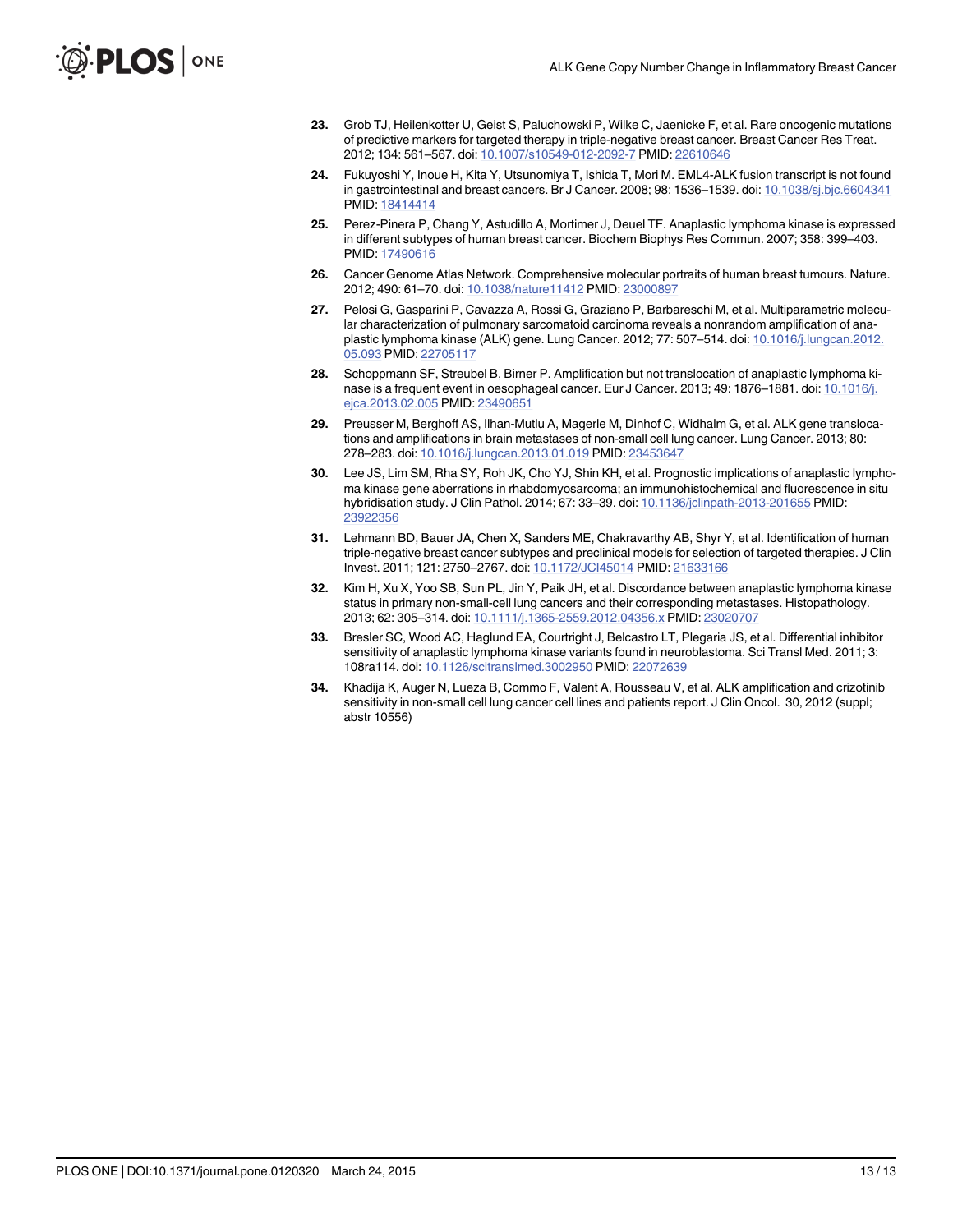23. Grob TJ, Heilenkotter U, Geist S, Paluchowski P, Wilke C, Jaenicke F, et al. Rare oncogenic mutations of predictive markers for targeted therapy in triple-negative breast cancer. Breast Cancer Res Treat. 2012; 134: 561–567. doi: 10.1007/s10549-012-2092-7 PMID: 22610646

24. Fukuyoshi Y, Inoue H, Kita Y, Utsunomiya T, Ishida T, Mori M. EML4-ALK fusion transcript is not found in gastrointestinal and breast cancers. Br J Cancer. 2008; 98: 1536–1539. doi: 10.1038/sj.bjc.6604341 PMID: 18414414

25. Perez-Pinera P, Chang Y, Astudillo A, Mortimer J, Deuel TF. Anaplastic lymphoma kinase is expressed in different subtypes of human breast cancer. Biochem Biophys Res Commun. 2007; 358: 399–403. PMID: 17490616

26. Cancer Genome Atlas Network. Comprehensive molecular portraits of human breast tumours. Nature. 2012; 490: 61–70. doi: 10.1038/nature11412 PMID: 23000897

27. Pelosi G, Gasparini P, Cavazza A, Rossi G, Graziano P, Barbareschi M, et al. Multiparametric molecular characterization of pulmonary sarcomatoid carcinoma reveals a nonrandom amplification of anaplastic lymphoma kinase (ALK) gene. Lung Cancer. 2012; 77: 507–514. doi: 10.1016/j.lungcan.2012.05.093 PMID: 22705117

28. Schoppmann SF, Streubel B, Birner P. Amplification but not translocation of anaplastic lymphoma kinase is a frequent event in oesophageal cancer. Eur J Cancer. 2013; 49: 1876–1881. doi: 10.1016/j.ejca.2013.02.005 PMID: 23490651

29. Preusser M, Berghoff AS, Ilhan-Mutlu A, Magerle M, Dinhof C, Widhalm G, et al. ALK gene translocations and amplifications in brain metastases of non-small cell lung cancer. Lung Cancer. 2013; 80: 278–283. doi: 10.1016/j.lungcan.2013.01.019 PMID: 23453647

30. Lee JS, Lim SM, Rha SY, Roh JK, Cho YJ, Shin KH, et al. Prognostic implications of anaplastic lymphoma kinase gene aberrations in rhabdomyosarcoma; an immunohistochemical and fluorescence in situ hybridisation study. J Clin Pathol. 2014; 67: 33–39. doi: 10.1136/jclinpath-2013-201655 PMID: 23922356

31. Lehmann BD, Bauer JA, Chen X, Sanders ME, Chakravarthy AB, Shyr Y, et al. Identification of human triple-negative breast cancer subtypes and preclinical models for selection of targeted therapies. J Clin Invest. 2011; 121: 2750–2767. doi: 10.1172/JCI45014 PMID: 21633166

32. Kim H, Xu X, Yoo SB, Sun PL, Jin Y, Paik JH, et al. Discordance between anaplastic lymphoma kinase status in primary non-small-cell lung cancers and their corresponding metastases. Histopathology. 2013; 62: 305–314. doi: 10.1111/j.1365-2559.2012.04356.x PMID: 23020707

33. Bresler SC, Wood AC, Haglund EA, Courtright J, Belcastro LT, Plegaria JS, et al. Differential inhibitor sensitivity of anaplastic lymphoma kinase variants found in neuroblastoma. Sci Transl Med. 2011; 3: 108ra114. doi: 10.1126/scitranslmed.3002950 PMID: 22072639

34. Khadija K, Auger N, Lueza B, Commo F, Valent A, Rousseau V, et al. ALK amplification and crizotinib sensitivity in non-small cell lung cancer cell lines and patients report. J Clin Oncol. 30, 2012 (suppl; abstr 10556)